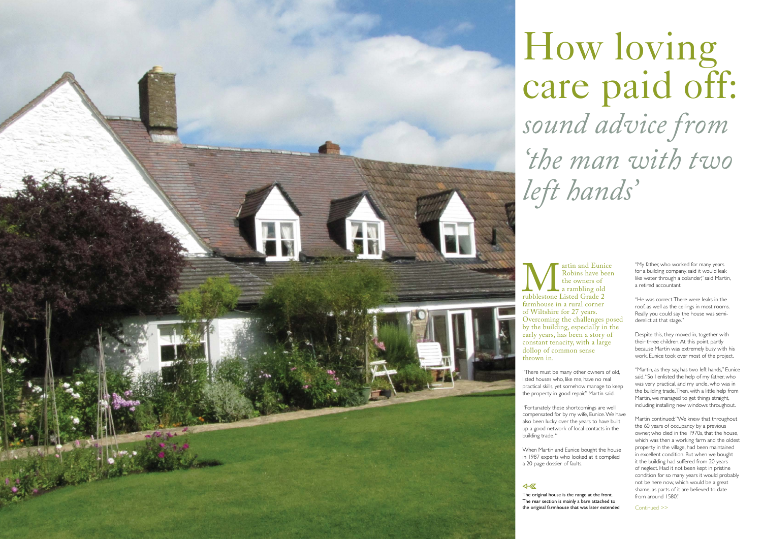# How loving care paid off: *sound advice from 'the man with two left hands'*

Martin and Eunice Robins have been the owners of a rambling old rubblestone Listed Grade 2 farmhouse in a rural corner of Wiltshire for 27 years. Overcoming the challenges posed by the building, especially in the early years, has been a story of constant tenacity, with a large dollop of common sense thrown in.

"There must be many other owners of old, listed houses who, like me, have no real practical skills, yet somehow manage to keep the property in good repair," Martin said.

"Fortunately these shortcomings are well compensated for by my wife, Eunice. We have also been lucky over the years to have built up a good network of local contacts in the building trade."

When Martin and Eunice bought the house in 1987 experts who looked at it compiled a 20 page dossier of faults.

The original house is the range at the front. The rear section is mainly a barn attached to the original farmhouse that was later extended

"My father, who worked for many years for a building company, said it would leak like water through a colander," said Martin, a retired accountant.

"He was correct. There were leaks in the roof, as well as the ceilings in most rooms. Really you could say the house was semi-derelict at that stage."

Despite this, they moved in, together with their three children. At this point, partly because Martin was extremely busy with his work, Eunice took over most of the project.

"Martin, as they say, has two left hands," Eunice said. "So I enlisted the help of my father, who was very practical, and my uncle, who was in the building trade. Then, with a little help from Martin, we managed to get things straight, including installing new windows throughout.

Martin continued: "We knew that throughout the 60 years of occupancy by a previous owner, who died in the 1970s, that the house, which was then a working farm and the oldest property in the village, had been maintained in excellent condition. But when we bought it the building had suffered from 20 years of neglect. Had it not been kept in pristine condition for so many years it would probably not be here now, which would be a great shame, as parts of it are believed to date from around 1580."

Continued >>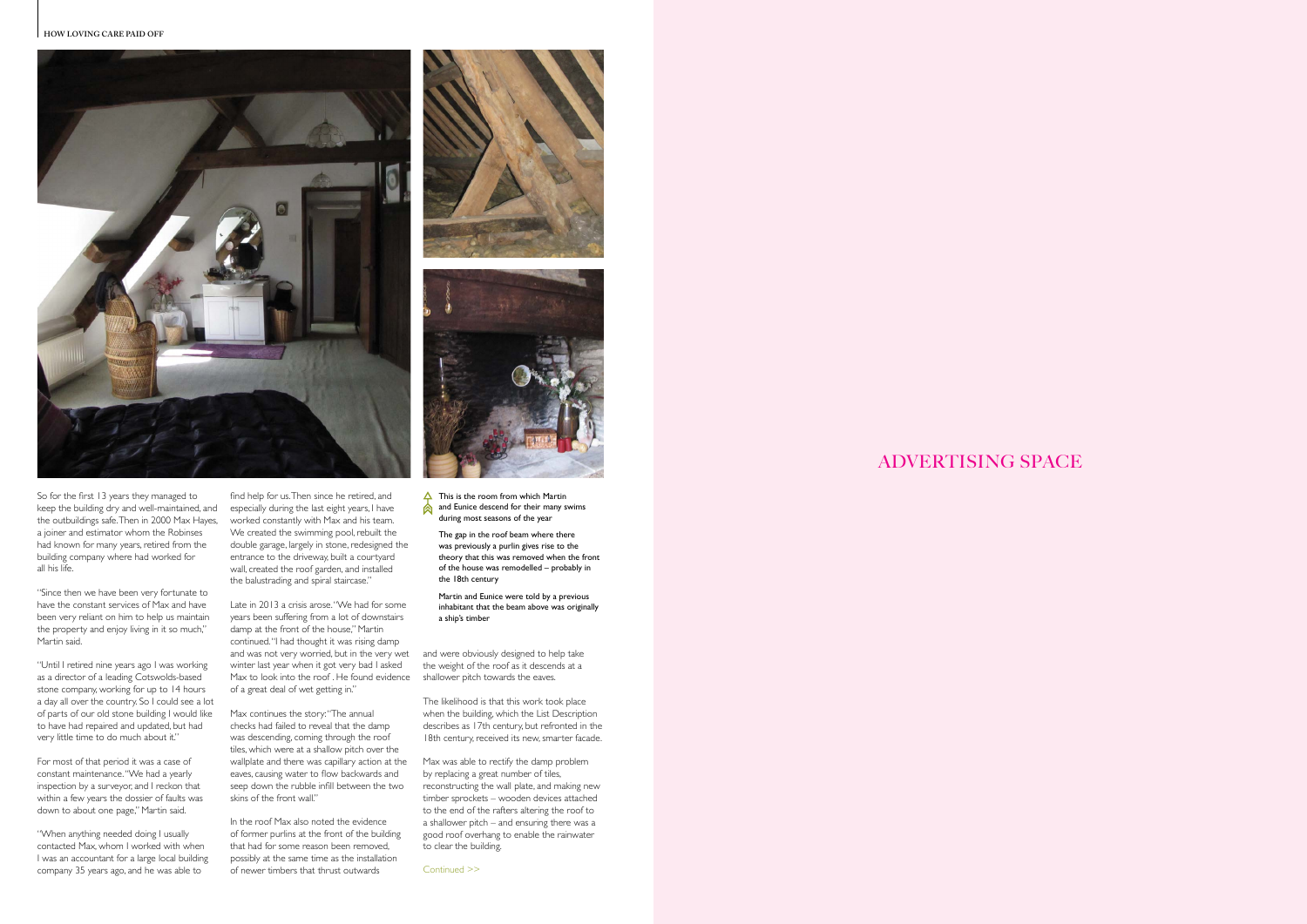So for the first 13 years they managed to keep the building dry and well-maintained, and the outbuildings safe. Then in 2000 Max Hayes, a joiner and estimator whom the Robinses had known for many years, retired from the building company where had worked for all his life.

"Since then we have been very fortunate to have the constant services of Max and have been very reliant on him to help us maintain the property and enjoy living in it so much," Martin said.

"Until I retired nine years ago I was working as a director of a leading Cotswolds-based stone company, working for up to 14 hours a day all over the country. So I could see a lot of parts of our old stone building I would like to have had repaired and updated, but had very little time to do much about it."

For most of that period it was a case of constant maintenance. "We had a yearly inspection by a surveyor, and I reckon that within a few years the dossier of faults was down to about one page," Martin said.

"When anything needed doing I usually contacted Max, whom I worked with when I was an accountant for a large local building company 35 years ago, and he was able to find help for us. Then since he retired, and especially during the last eight years, I have worked constantly with Max and his team. We created the swimming pool, rebuilt the double garage, largely in stone, redesigned the entrance to the driveway, built a courtyard wall, created the roof garden, and installed the balustrading and spiral staircase."

Late in 2013 a crisis arose. "We had for some years been suffering from a lot of downstairs damp at the front of the house," Martin continued. "I had thought it was rising damp and was not very worried, but in the very wet winter last year when it got very bad I asked Max to look into the roof . He found evidence of a great deal of wet getting in."

Max continues the story: "The annual checks had failed to reveal that the damp was descending, coming through the roof tiles, which were at a shallow pitch over the wallplate and there was capillary action at the eaves, causing water to flow backwards and seep down the rubble infill between the two skins of the front wall."

In the roof Max also noted the evidence of former purlins at the front of the building that had for some reason been removed, possibly at the same time as the installation of newer timbers that thrust outwards and were obviously designed to help take the weight of the roof as it descends at a shallower pitch towards the eaves.

The likelihood is that this work took place when the building, which the List Description describes as 17th century, but refronted in the 18th century, received its new, smarter facade.

Max was able to rectify the damp problem by replacing a great number of tiles, reconstructing the wall plate, and making new timber sprockets – wooden devices attached to the end of the rafters altering the roof to a shallower pitch – and ensuring there was a good roof overhang to enable the rainwater to clear the building.

Continued >>

This is the room from which Martin and Eunice descend for their many swims during most seasons of the year

The gap in the roof beam where there was previously a purlin gives rise to the theory that this was removed when the front of the house was remodelled – probably in the 18th century

Martin and Eunice were told by a previous inhabitant that the beam above was originally a ship's timber

ADVERTISING SPACE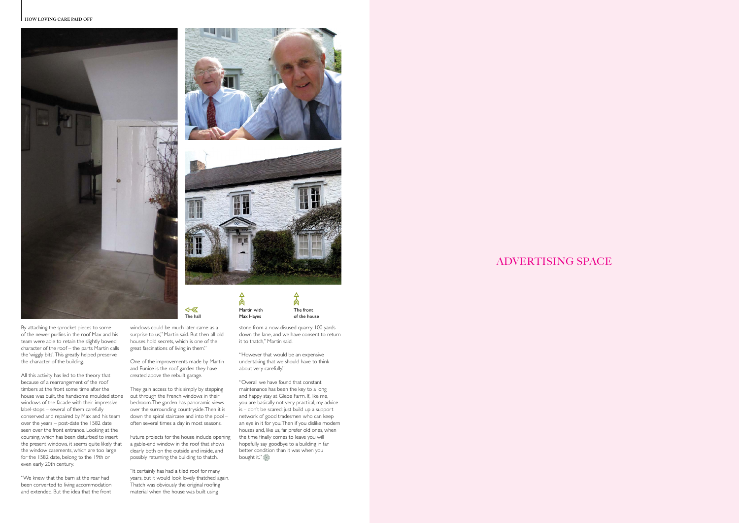The hall

Martin with Max Hayes

The front of the house

By attaching the sprocket pieces to some of the newer purlins in the roof Max and his team were able to retain the slightly bowed character of the roof – the parts Martin calls the 'wiggly bits'. This greatly helped preserve the character of the building.

All this activity has led to the theory that because of a rearrangement of the roof timbers at the front some time after the house was built, the handsome moulded stone windows of the facade with their impressive label-stops – several of them carefully conserved and repaired by Max and his team over the years – post-date the 1582 date seen over the front entrance. Looking at the coursing, which has been disturbed to insert the present windows, it seems quite likely that the window casements, which are too large for the 1582 date, belong to the 19th or even early 20th century.

"We knew that the barn at the rear had been converted to living accommodation and extended. But the idea that the front windows could be much later came as a surprise to us," Martin said. But then all old houses hold secrets, which is one of the great fascinations of living in them."

One of the improvements made by Martin and Eunice is the roof garden they have created above the rebuilt garage.

They gain access to this simply by stepping out through the French windows in their bedroom. The garden has panoramic views over the surrounding countryside. Then it is down the spiral staircase and into the pool – often several times a day in most seasons.

Future projects for the house include opening a gable-end window in the roof that shows clearly both on the outside and inside, and possibly returning the building to thatch.

"It certainly has had a tiled roof for many years, but it would look lovely thatched again. Thatch was obviously the original roofing material when the house was built using stone from a now-disused quarry 100 yards down the lane, and we have consent to return it to thatch," Martin said.

"However that would be an expensive undertaking that we should have to think about very carefully."

"Overall we have found that constant maintenance has been the key to a long and happy stay at Glebe Farm. If, like me, you are basically not very practical, my advice is – don't be scared: just build up a support network of good tradesmen who can keep an eye in it for you. Then if you dislike modern houses and, like us, far prefer old ones, when the time finally comes to leave you will hopefully say goodbye to a building in far better condition than it was when you bought it."

ADVERTISING SPACE